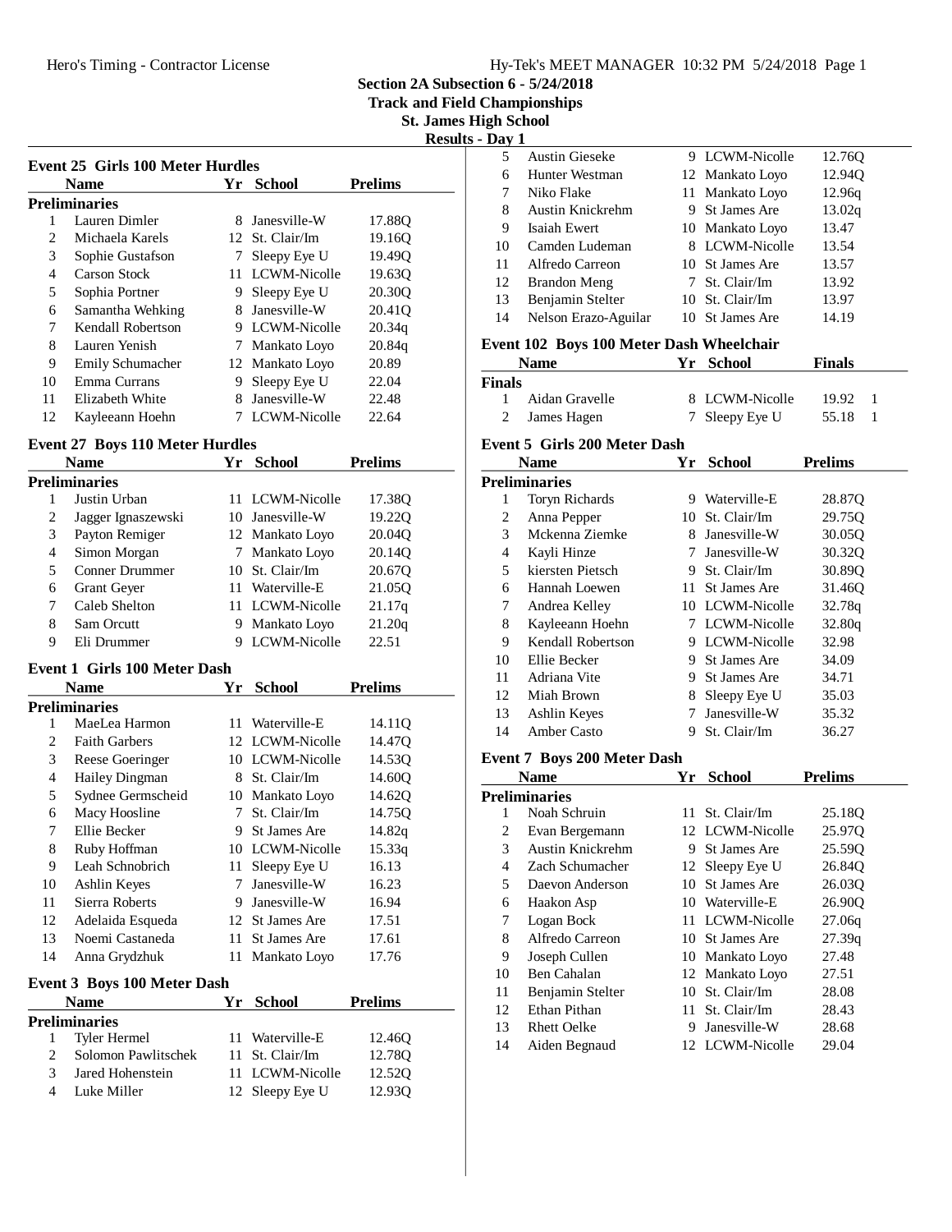## Section 2A Subsection 6 - 5/24/2018
## Track and Field Championships
## St. James High School
### Results - Day 1

### Event 25 Girls 100 Meter Hurdles

| | Name | Yr | School | Prelims |
|---|---|---|---|---|
| **Preliminaries** | | | | |
| 1 | Lauren Dimler | 8 | Janesville-W | 17.88Q |
| 2 | Michaela Karels | 12 | St. Clair/Im | 19.16Q |
| 3 | Sophie Gustafson | 7 | Sleepy Eye U | 19.49Q |
| 4 | Carson Stock | 11 | LCWM-Nicolle | 19.63Q |
| 5 | Sophia Portner | 9 | Sleepy Eye U | 20.30Q |
| 6 | Samantha Wehking | 8 | Janesville-W | 20.41Q |
| 7 | Kendall Robertson | 9 | LCWM-Nicolle | 20.34q |
| 8 | Lauren Yenish | 7 | Mankato Loyo | 20.84q |
| 9 | Emily Schumacher | 12 | Mankato Loyo | 20.89 |
| 10 | Emma Currans | 9 | Sleepy Eye U | 22.04 |
| 11 | Elizabeth White | 8 | Janesville-W | 22.48 |
| 12 | Kayleeann Hoehn | 7 | LCWM-Nicolle | 22.64 |

### Event 27 Boys 110 Meter Hurdles

| | Name | Yr | School | Prelims |
|---|---|---|---|---|
| **Preliminaries** | | | | |
| 1 | Justin Urban | 11 | LCWM-Nicolle | 17.38Q |
| 2 | Jagger Ignaszewski | 10 | Janesville-W | 19.22Q |
| 3 | Payton Remiger | 12 | Mankato Loyo | 20.04Q |
| 4 | Simon Morgan | 7 | Mankato Loyo | 20.14Q |
| 5 | Conner Drummer | 10 | St. Clair/Im | 20.67Q |
| 6 | Grant Geyer | 11 | Waterville-E | 21.05Q |
| 7 | Caleb Shelton | 11 | LCWM-Nicolle | 21.17q |
| 8 | Sam Orcutt | 9 | Mankato Loyo | 21.20q |
| 9 | Eli Drummer | 9 | LCWM-Nicolle | 22.51 |

### Event 1 Girls 100 Meter Dash

| | Name | Yr | School | Prelims |
|---|---|---|---|---|
| **Preliminaries** | | | | |
| 1 | MaeLea Harmon | 11 | Waterville-E | 14.11Q |
| 2 | Faith Garbers | 12 | LCWM-Nicolle | 14.47Q |
| 3 | Reese Goeringer | 10 | LCWM-Nicolle | 14.53Q |
| 4 | Hailey Dingman | 8 | St. Clair/Im | 14.60Q |
| 5 | Sydnee Germscheid | 10 | Mankato Loyo | 14.62Q |
| 6 | Macy Hoosline | 7 | St. Clair/Im | 14.75Q |
| 7 | Ellie Becker | 9 | St James Are | 14.82q |
| 8 | Ruby Hoffman | 10 | LCWM-Nicolle | 15.33q |
| 9 | Leah Schnobrich | 11 | Sleepy Eye U | 16.13 |
| 10 | Ashlin Keyes | 7 | Janesville-W | 16.23 |
| 11 | Sierra Roberts | 9 | Janesville-W | 16.94 |
| 12 | Adelaida Esqueda | 12 | St James Are | 17.51 |
| 13 | Noemi Castaneda | 11 | St James Are | 17.61 |
| 14 | Anna Grydzhuk | 11 | Mankato Loyo | 17.76 |

### Event 3 Boys 100 Meter Dash

| | Name | Yr | School | Prelims |
|---|---|---|---|---|
| **Preliminaries** | | | | |
| 1 | Tyler Hermel | 11 | Waterville-E | 12.46Q |
| 2 | Solomon Pawlitschek | 11 | St. Clair/Im | 12.78Q |
| 3 | Jared Hohenstein | 11 | LCWM-Nicolle | 12.52Q |
| 4 | Luke Miller | 12 | Sleepy Eye U | 12.93Q |
| 5 | Austin Gieseke | 9 | LCWM-Nicolle | 12.76Q |
| 6 | Hunter Westman | 12 | Mankato Loyo | 12.94Q |
| 7 | Niko Flake | 11 | Mankato Loyo | 12.96q |
| 8 | Austin Knickrehm | 9 | St James Are | 13.02q |
| 9 | Isaiah Ewert | 10 | Mankato Loyo | 13.47 |
| 10 | Camden Ludeman | 8 | LCWM-Nicolle | 13.54 |
| 11 | Alfredo Carreon | 10 | St James Are | 13.57 |
| 12 | Brandon Meng | 7 | St. Clair/Im | 13.92 |
| 13 | Benjamin Stelter | 10 | St. Clair/Im | 13.97 |
| 14 | Nelson Erazo-Aguilar | 10 | St James Are | 14.19 |

### Event 102 Boys 100 Meter Dash Wheelchair

| | Name | Yr | School | Finals | |
|---|---|---|---|---|---|
| **Finals** | | | | | |
| 1 | Aidan Gravelle | 8 | LCWM-Nicolle | 19.92 | 1 |
| 2 | James Hagen | 7 | Sleepy Eye U | 55.18 | 1 |

### Event 5 Girls 200 Meter Dash

| | Name | Yr | School | Prelims |
|---|---|---|---|---|
| **Preliminaries** | | | | |
| 1 | Toryn Richards | 9 | Waterville-E | 28.87Q |
| 2 | Anna Pepper | 10 | St. Clair/Im | 29.75Q |
| 3 | Mckenna Ziemke | 8 | Janesville-W | 30.05Q |
| 4 | Kayli Hinze | 7 | Janesville-W | 30.32Q |
| 5 | kiersten Pietsch | 9 | St. Clair/Im | 30.89Q |
| 6 | Hannah Loewen | 11 | St James Are | 31.46Q |
| 7 | Andrea Kelley | 10 | LCWM-Nicolle | 32.78q |
| 8 | Kayleeann Hoehn | 7 | LCWM-Nicolle | 32.80q |
| 9 | Kendall Robertson | 9 | LCWM-Nicolle | 32.98 |
| 10 | Ellie Becker | 9 | St James Are | 34.09 |
| 11 | Adriana Vite | 9 | St James Are | 34.71 |
| 12 | Miah Brown | 8 | Sleepy Eye U | 35.03 |
| 13 | Ashlin Keyes | 7 | Janesville-W | 35.32 |
| 14 | Amber Casto | 9 | St. Clair/Im | 36.27 |

### Event 7 Boys 200 Meter Dash

| | Name | Yr | School | Prelims |
|---|---|---|---|---|
| **Preliminaries** | | | | |
| 1 | Noah Schruin | 11 | St. Clair/Im | 25.18Q |
| 2 | Evan Bergemann | 12 | LCWM-Nicolle | 25.97Q |
| 3 | Austin Knickrehm | 9 | St James Are | 25.59Q |
| 4 | Zach Schumacher | 12 | Sleepy Eye U | 26.84Q |
| 5 | Daevon Anderson | 10 | St James Are | 26.03Q |
| 6 | Haakon Asp | 10 | Waterville-E | 26.90Q |
| 7 | Logan Bock | 11 | LCWM-Nicolle | 27.06q |
| 8 | Alfredo Carreon | 10 | St James Are | 27.39q |
| 9 | Joseph Cullen | 10 | Mankato Loyo | 27.48 |
| 10 | Ben Cahalan | 12 | Mankato Loyo | 27.51 |
| 11 | Benjamin Stelter | 10 | St. Clair/Im | 28.08 |
| 12 | Ethan Pithan | 11 | St. Clair/Im | 28.43 |
| 13 | Rhett Oelke | 9 | Janesville-W | 28.68 |
| 14 | Aiden Begnaud | 12 | LCWM-Nicolle | 29.04 |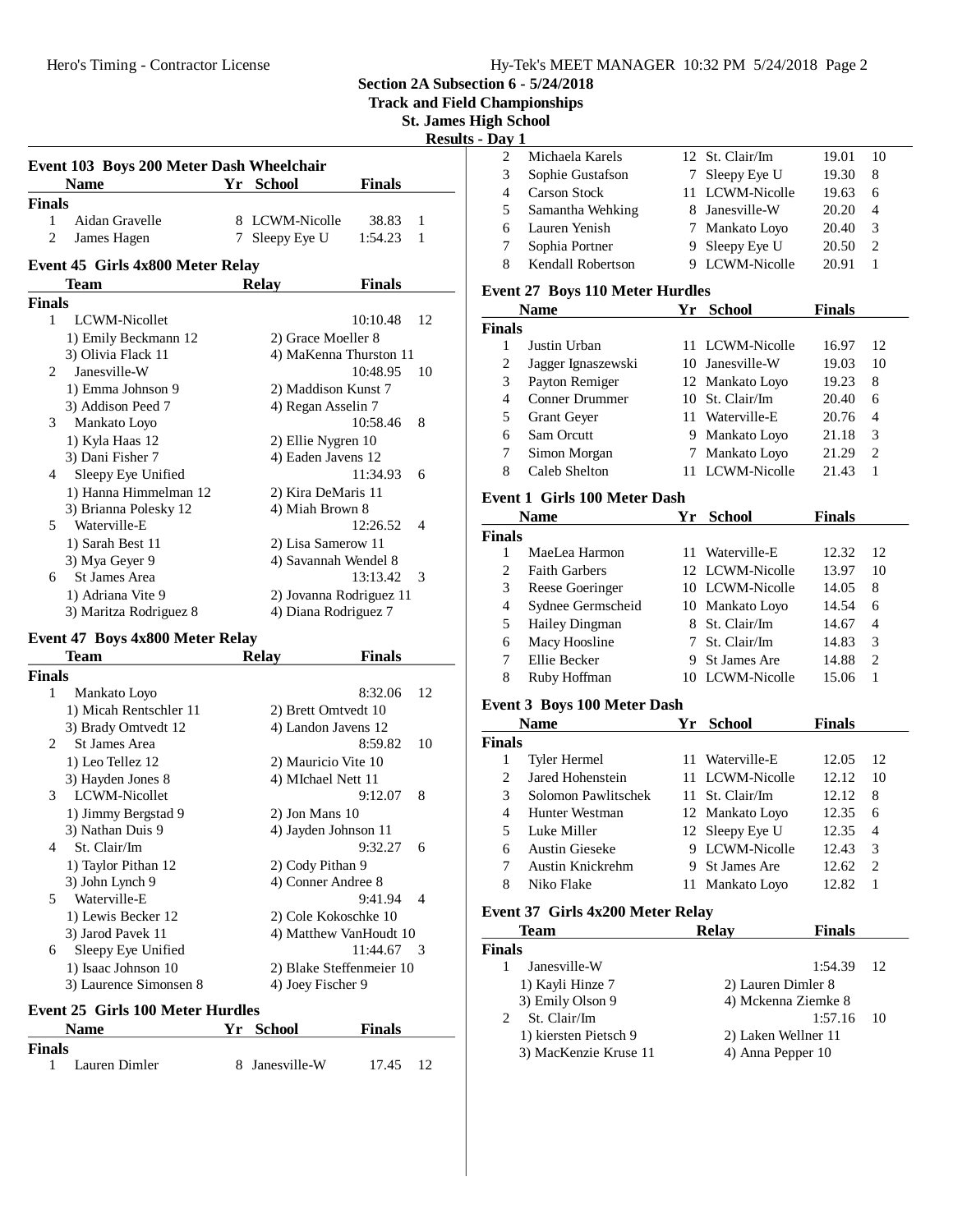**Section 2A Subsection 6 - 5/24/2018**
**Track and Field Championships**
**St. James High School**
**Results - Day 1**

### Event 103 Boys 200 Meter Dash Wheelchair

| | Name | Yr | School | Finals | |
|---|---|---|---|---|---|
| **Finals** | | | | | |
| 1 | Aidan Gravelle | 8 | LCWM-Nicolle | 38.83 | 1 |
| 2 | James Hagen | 7 | Sleepy Eye U | 1:54.23 | 1 |

### Event 45 Girls 4x800 Meter Relay

| | Team | Relay | Finals | |
|---|---|---|---|---|
| **Finals** | | | | |
| 1 | LCWM-Nicollet | | 10:10.48 | 12 |
| | 1) Emily Beckmann 12 | 2) Grace Moeller 8 | | |
| | 3) Olivia Flack 11 | 4) MaKenna Thurston 11 | | |
| 2 | Janesville-W | | 10:48.95 | 10 |
| | 1) Emma Johnson 9 | 2) Maddison Kunst 7 | | |
| | 3) Addison Peed 7 | 4) Regan Asselin 7 | | |
| 3 | Mankato Loyo | | 10:58.46 | 8 |
| | 1) Kyla Haas 12 | 2) Ellie Nygren 10 | | |
| | 3) Dani Fisher 7 | 4) Eaden Javens 12 | | |
| 4 | Sleepy Eye Unified | | 11:34.93 | 6 |
| | 1) Hanna Himmelman 12 | 2) Kira DeMaris 11 | | |
| | 3) Brianna Polesky 12 | 4) Miah Brown 8 | | |
| 5 | Waterville-E | | 12:26.52 | 4 |
| | 1) Sarah Best 11 | 2) Lisa Samerow 11 | | |
| | 3) Mya Geyer 9 | 4) Savannah Wendel 8 | | |
| 6 | St James Area | | 13:13.42 | 3 |
| | 1) Adriana Vite 9 | 2) Jovanna Rodriguez 11 | | |
| | 3) Maritza Rodriguez 8 | 4) Diana Rodriguez 7 | | |

### Event 47 Boys 4x800 Meter Relay

| | Team | Relay | Finals | |
|---|---|---|---|---|
| **Finals** | | | | |
| 1 | Mankato Loyo | | 8:32.06 | 12 |
| | 1) Micah Rentschler 11 | 2) Brett Omtvedt 10 | | |
| | 3) Brady Omtvedt 12 | 4) Landon Javens 12 | | |
| 2 | St James Area | | 8:59.82 | 10 |
| | 1) Leo Tellez 12 | 2) Mauricio Vite 10 | | |
| | 3) Hayden Jones 8 | 4) MIchael Nett 11 | | |
| 3 | LCWM-Nicollet | | 9:12.07 | 8 |
| | 1) Jimmy Bergstad 9 | 2) Jon Mans 10 | | |
| | 3) Nathan Duis 9 | 4) Jayden Johnson 11 | | |
| 4 | St. Clair/Im | | 9:32.27 | 6 |
| | 1) Taylor Pithan 12 | 2) Cody Pithan 9 | | |
| | 3) John Lynch 9 | 4) Conner Andree 8 | | |
| 5 | Waterville-E | | 9:41.94 | 4 |
| | 1) Lewis Becker 12 | 2) Cole Kokoschke 10 | | |
| | 3) Jarod Pavek 11 | 4) Matthew VanHoudt 10 | | |
| 6 | Sleepy Eye Unified | | 11:44.67 | 3 |
| | 1) Isaac Johnson 10 | 2) Blake Steffenmeier 10 | | |
| | 3) Laurence Simonsen 8 | 4) Joey Fischer 9 | | |

### Event 25 Girls 100 Meter Hurdles

| | Name | Yr | School | Finals | |
|---|---|---|---|---|---|
| **Finals** | | | | | |
| 1 | Lauren Dimler | 8 | Janesville-W | 17.45 | 12 |
| 2 | Michaela Karels | 12 | St. Clair/Im | 19.01 | 10 |
| 3 | Sophie Gustafson | 7 | Sleepy Eye U | 19.30 | 8 |
| 4 | Carson Stock | 11 | LCWM-Nicolle | 19.63 | 6 |
| 5 | Samantha Wehking | 8 | Janesville-W | 20.20 | 4 |
| 6 | Lauren Yenish | 7 | Mankato Loyo | 20.40 | 3 |
| 7 | Sophia Portner | 9 | Sleepy Eye U | 20.50 | 2 |
| 8 | Kendall Robertson | 9 | LCWM-Nicolle | 20.91 | 1 |

### Event 27 Boys 110 Meter Hurdles

| | Name | Yr | School | Finals | |
|---|---|---|---|---|---|
| **Finals** | | | | | |
| 1 | Justin Urban | 11 | LCWM-Nicolle | 16.97 | 12 |
| 2 | Jagger Ignaszewski | 10 | Janesville-W | 19.03 | 10 |
| 3 | Payton Remiger | 12 | Mankato Loyo | 19.23 | 8 |
| 4 | Conner Drummer | 10 | St. Clair/Im | 20.40 | 6 |
| 5 | Grant Geyer | 11 | Waterville-E | 20.76 | 4 |
| 6 | Sam Orcutt | 9 | Mankato Loyo | 21.18 | 3 |
| 7 | Simon Morgan | 7 | Mankato Loyo | 21.29 | 2 |
| 8 | Caleb Shelton | 11 | LCWM-Nicolle | 21.43 | 1 |

### Event 1 Girls 100 Meter Dash

| | Name | Yr | School | Finals | |
|---|---|---|---|---|---|
| **Finals** | | | | | |
| 1 | MaeLea Harmon | 11 | Waterville-E | 12.32 | 12 |
| 2 | Faith Garbers | 12 | LCWM-Nicolle | 13.97 | 10 |
| 3 | Reese Goeringer | 10 | LCWM-Nicolle | 14.05 | 8 |
| 4 | Sydnee Germscheid | 10 | Mankato Loyo | 14.54 | 6 |
| 5 | Hailey Dingman | 8 | St. Clair/Im | 14.67 | 4 |
| 6 | Macy Hoosline | 7 | St. Clair/Im | 14.83 | 3 |
| 7 | Ellie Becker | 9 | St James Are | 14.88 | 2 |
| 8 | Ruby Hoffman | 10 | LCWM-Nicolle | 15.06 | 1 |

### Event 3 Boys 100 Meter Dash

| | Name | Yr | School | Finals | |
|---|---|---|---|---|---|
| **Finals** | | | | | |
| 1 | Tyler Hermel | 11 | Waterville-E | 12.05 | 12 |
| 2 | Jared Hohenstein | 11 | LCWM-Nicolle | 12.12 | 10 |
| 3 | Solomon Pawlitschek | 11 | St. Clair/Im | 12.12 | 8 |
| 4 | Hunter Westman | 12 | Mankato Loyo | 12.35 | 6 |
| 5 | Luke Miller | 12 | Sleepy Eye U | 12.35 | 4 |
| 6 | Austin Gieseke | 9 | LCWM-Nicolle | 12.43 | 3 |
| 7 | Austin Knickrehm | 9 | St James Are | 12.62 | 2 |
| 8 | Niko Flake | 11 | Mankato Loyo | 12.82 | 1 |

### Event 37 Girls 4x200 Meter Relay

| | Team | Relay | Finals | |
|---|---|---|---|---|
| **Finals** | | | | |
| 1 | Janesville-W | | 1:54.39 | 12 |
| | 1) Kayli Hinze 7 | 2) Lauren Dimler 8 | | |
| | 3) Emily Olson 9 | 4) Mckenna Ziemke 8 | | |
| 2 | St. Clair/Im | | 1:57.16 | 10 |
| | 1) kiersten Pietsch 9 | 2) Laken Wellner 11 | | |
| | 3) MacKenzie Kruse 11 | 4) Anna Pepper 10 | | |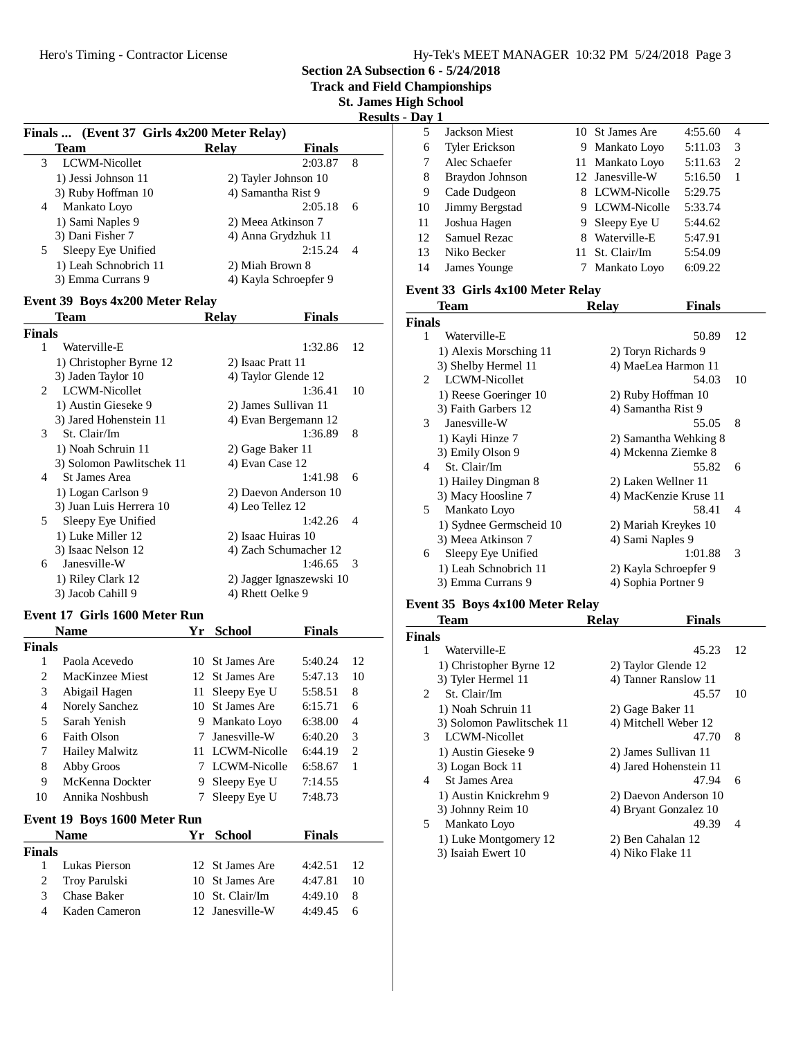## Section 2A Subsection 6 - 5/24/2018
## Track and Field Championships
## St. James High School
## Results - Day 1

### Finals ... (Event 37 Girls 4x200 Meter Relay)

| | Team | Relay | Finals | |
|---|---|---|---|---|
| 3 | LCWM-Nicollet | | 2:03.87 | 8 |
| | 1) Jessi Johnson 11 | 2) Tayler Johnson 10 | | |
| | 3) Ruby Hoffman 10 | 4) Samantha Rist 9 | | |
| 4 | Mankato Loyo | | 2:05.18 | 6 |
| | 1) Sami Naples 9 | 2) Meea Atkinson 7 | | |
| | 3) Dani Fisher 7 | 4) Anna Grydzhuk 11 | | |
| 5 | Sleepy Eye Unified | | 2:15.24 | 4 |
| | 1) Leah Schnobrich 11 | 2) Miah Brown 8 | | |
| | 3) Emma Currans 9 | 4) Kayla Schroepfer 9 | | |

### Event 39 Boys 4x200 Meter Relay

| | Team | Relay | Finals | |
|---|---|---|---|---|
| **Finals** | | | | |
| 1 | Waterville-E | | 1:32.86 | 12 |
| | 1) Christopher Byrne 12 | 2) Isaac Pratt 11 | | |
| | 3) Jaden Taylor 10 | 4) Taylor Glende 12 | | |
| 2 | LCWM-Nicollet | | 1:36.41 | 10 |
| | 1) Austin Gieseke 9 | 2) James Sullivan 11 | | |
| | 3) Jared Hohenstein 11 | 4) Evan Bergemann 12 | | |
| 3 | St. Clair/Im | | 1:36.89 | 8 |
| | 1) Noah Schruin 11 | 2) Gage Baker 11 | | |
| | 3) Solomon Pawlitschek 11 | 4) Evan Case 12 | | |
| 4 | St James Area | | 1:41.98 | 6 |
| | 1) Logan Carlson 9 | 2) Daevon Anderson 10 | | |
| | 3) Juan Luis Herrera 10 | 4) Leo Tellez 12 | | |
| 5 | Sleepy Eye Unified | | 1:42.26 | 4 |
| | 1) Luke Miller 12 | 2) Isaac Huiras 10 | | |
| | 3) Isaac Nelson 12 | 4) Zach Schumacher 12 | | |
| 6 | Janesville-W | | 1:46.65 | 3 |
| | 1) Riley Clark 12 | 2) Jagger Ignaszewski 10 | | |
| | 3) Jacob Cahill 9 | 4) Rhett Oelke 9 | | |

### Event 17 Girls 1600 Meter Run

| | Name | Yr | School | Finals | |
|---|---|---|---|---|---|
| **Finals** | | | | | |
| 1 | Paola Acevedo | 10 | St James Are | 5:40.24 | 12 |
| 2 | MacKinzee Miest | 12 | St James Are | 5:47.13 | 10 |
| 3 | Abigail Hagen | 11 | Sleepy Eye U | 5:58.51 | 8 |
| 4 | Norely Sanchez | 10 | St James Are | 6:15.71 | 6 |
| 5 | Sarah Yenish | 9 | Mankato Loyo | 6:38.00 | 4 |
| 6 | Faith Olson | 7 | Janesville-W | 6:40.20 | 3 |
| 7 | Hailey Malwitz | 11 | LCWM-Nicolle | 6:44.19 | 2 |
| 8 | Abby Groos | 7 | LCWM-Nicolle | 6:58.67 | 1 |
| 9 | McKenna Dockter | 9 | Sleepy Eye U | 7:14.55 | |
| 10 | Annika Noshbush | 7 | Sleepy Eye U | 7:48.73 | |

### Event 19 Boys 1600 Meter Run

| | Name | Yr | School | Finals | |
|---|---|---|---|---|---|
| **Finals** | | | | | |
| 1 | Lukas Pierson | 12 | St James Are | 4:42.51 | 12 |
| 2 | Troy Parulski | 10 | St James Are | 4:47.81 | 10 |
| 3 | Chase Baker | 10 | St. Clair/Im | 4:49.10 | 8 |
| 4 | Kaden Cameron | 12 | Janesville-W | 4:49.45 | 6 |
| 5 | Jackson Miest | 10 | St James Are | 4:55.60 | 4 |
| 6 | Tyler Erickson | 9 | Mankato Loyo | 5:11.03 | 3 |
| 7 | Alec Schaefer | 11 | Mankato Loyo | 5:11.63 | 2 |
| 8 | Braydon Johnson | 12 | Janesville-W | 5:16.50 | 1 |
| 9 | Cade Dudgeon | 8 | LCWM-Nicolle | 5:29.75 | |
| 10 | Jimmy Bergstad | 9 | LCWM-Nicolle | 5:33.74 | |
| 11 | Joshua Hagen | 9 | Sleepy Eye U | 5:44.62 | |
| 12 | Samuel Rezac | 8 | Waterville-E | 5:47.91 | |
| 13 | Niko Becker | 11 | St. Clair/Im | 5:54.09 | |
| 14 | James Younge | 7 | Mankato Loyo | 6:09.22 | |

### Event 33 Girls 4x100 Meter Relay

| | Team | Relay | Finals | |
|---|---|---|---|---|
| **Finals** | | | | |
| 1 | Waterville-E | | 50.89 | 12 |
| | 1) Alexis Morsching 11 | 2) Toryn Richards 9 | | |
| | 3) Shelby Hermel 11 | 4) MaeLea Harmon 11 | | |
| 2 | LCWM-Nicollet | | 54.03 | 10 |
| | 1) Reese Goeringer 10 | 2) Ruby Hoffman 10 | | |
| | 3) Faith Garbers 12 | 4) Samantha Rist 9 | | |
| 3 | Janesville-W | | 55.05 | 8 |
| | 1) Kayli Hinze 7 | 2) Samantha Wehking 8 | | |
| | 3) Emily Olson 9 | 4) Mckenna Ziemke 8 | | |
| 4 | St. Clair/Im | | 55.82 | 6 |
| | 1) Hailey Dingman 8 | 2) Laken Wellner 11 | | |
| | 3) Macy Hoosline 7 | 4) MacKenzie Kruse 11 | | |
| 5 | Mankato Loyo | | 58.41 | 4 |
| | 1) Sydnee Germscheid 10 | 2) Mariah Kreykes 10 | | |
| | 3) Meea Atkinson 7 | 4) Sami Naples 9 | | |
| 6 | Sleepy Eye Unified | | 1:01.88 | 3 |
| | 1) Leah Schnobrich 11 | 2) Kayla Schroepfer 9 | | |
| | 3) Emma Currans 9 | 4) Sophia Portner 9 | | |

### Event 35 Boys 4x100 Meter Relay

| | Team | Relay | Finals | |
|---|---|---|---|---|
| **Finals** | | | | |
| 1 | Waterville-E | | 45.23 | 12 |
| | 1) Christopher Byrne 12 | 2) Taylor Glende 12 | | |
| | 3) Tyler Hermel 11 | 4) Tanner Ranslow 11 | | |
| 2 | St. Clair/Im | | 45.57 | 10 |
| | 1) Noah Schruin 11 | 2) Gage Baker 11 | | |
| | 3) Solomon Pawlitschek 11 | 4) Mitchell Weber 12 | | |
| 3 | LCWM-Nicollet | | 47.70 | 8 |
| | 1) Austin Gieseke 9 | 2) James Sullivan 11 | | |
| | 3) Logan Bock 11 | 4) Jared Hohenstein 11 | | |
| 4 | St James Area | | 47.94 | 6 |
| | 1) Austin Knickrehm 9 | 2) Daevon Anderson 10 | | |
| | 3) Johnny Reim 10 | 4) Bryant Gonzalez 10 | | |
| 5 | Mankato Loyo | | 49.39 | 4 |
| | 1) Luke Montgomery 12 | 2) Ben Cahalan 12 | | |
| | 3) Isaiah Ewert 10 | 4) Niko Flake 11 | | |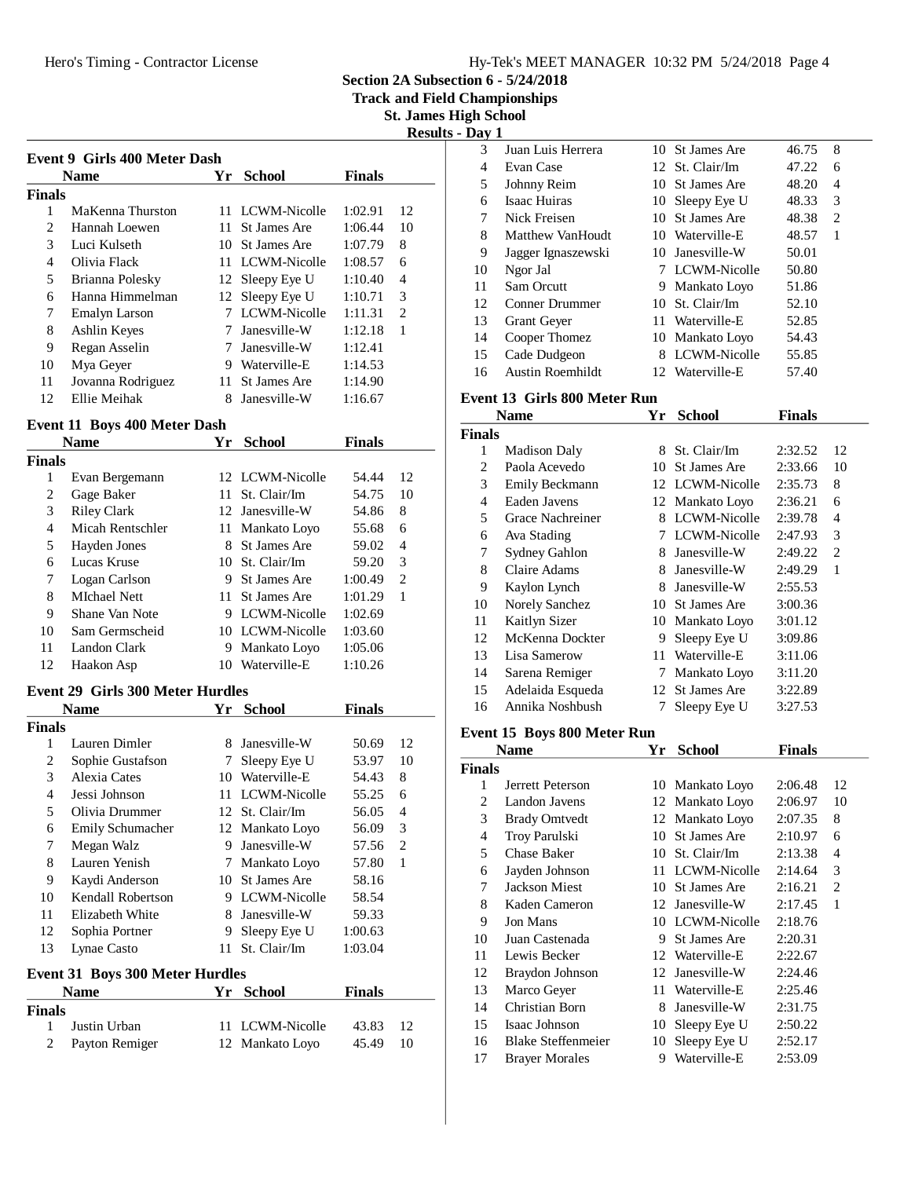**Section 2A Subsection 6 - 5/24/2018**
**Track and Field Championships**
**St. James High School**
**Results - Day 1**

### Event 9 Girls 400 Meter Dash

| | Name | Yr | School | Finals | |
|---|---|---|---|---|---|
| **Finals** | | | | | |
| 1 | MaKenna Thurston | 11 | LCWM-Nicolle | 1:02.91 | 12 |
| 2 | Hannah Loewen | 11 | St James Are | 1:06.44 | 10 |
| 3 | Luci Kulseth | 10 | St James Are | 1:07.79 | 8 |
| 4 | Olivia Flack | 11 | LCWM-Nicolle | 1:08.57 | 6 |
| 5 | Brianna Polesky | 12 | Sleepy Eye U | 1:10.40 | 4 |
| 6 | Hanna Himmelman | 12 | Sleepy Eye U | 1:10.71 | 3 |
| 7 | Emalyn Larson | 7 | LCWM-Nicolle | 1:11.31 | 2 |
| 8 | Ashlin Keyes | 7 | Janesville-W | 1:12.18 | 1 |
| 9 | Regan Asselin | 7 | Janesville-W | 1:12.41 | |
| 10 | Mya Geyer | 9 | Waterville-E | 1:14.53 | |
| 11 | Jovanna Rodriguez | 11 | St James Are | 1:14.90 | |
| 12 | Ellie Meihak | 8 | Janesville-W | 1:16.67 | |

### Event 11 Boys 400 Meter Dash

| | Name | Yr | School | Finals | |
|---|---|---|---|---|---|
| **Finals** | | | | | |
| 1 | Evan Bergemann | 12 | LCWM-Nicolle | 54.44 | 12 |
| 2 | Gage Baker | 11 | St. Clair/Im | 54.75 | 10 |
| 3 | Riley Clark | 12 | Janesville-W | 54.86 | 8 |
| 4 | Micah Rentschler | 11 | Mankato Loyo | 55.68 | 6 |
| 5 | Hayden Jones | 8 | St James Are | 59.02 | 4 |
| 6 | Lucas Kruse | 10 | St. Clair/Im | 59.20 | 3 |
| 7 | Logan Carlson | 9 | St James Are | 1:00.49 | 2 |
| 8 | MIchael Nett | 11 | St James Are | 1:01.29 | 1 |
| 9 | Shane Van Note | 9 | LCWM-Nicolle | 1:02.69 | |
| 10 | Sam Germscheid | 10 | LCWM-Nicolle | 1:03.60 | |
| 11 | Landon Clark | 9 | Mankato Loyo | 1:05.06 | |
| 12 | Haakon Asp | 10 | Waterville-E | 1:10.26 | |

### Event 29 Girls 300 Meter Hurdles

| | Name | Yr | School | Finals | |
|---|---|---|---|---|---|
| **Finals** | | | | | |
| 1 | Lauren Dimler | 8 | Janesville-W | 50.69 | 12 |
| 2 | Sophie Gustafson | 7 | Sleepy Eye U | 53.97 | 10 |
| 3 | Alexia Cates | 10 | Waterville-E | 54.43 | 8 |
| 4 | Jessi Johnson | 11 | LCWM-Nicolle | 55.25 | 6 |
| 5 | Olivia Drummer | 12 | St. Clair/Im | 56.05 | 4 |
| 6 | Emily Schumacher | 12 | Mankato Loyo | 56.09 | 3 |
| 7 | Megan Walz | 9 | Janesville-W | 57.56 | 2 |
| 8 | Lauren Yenish | 7 | Mankato Loyo | 57.80 | 1 |
| 9 | Kaydi Anderson | 10 | St James Are | 58.16 | |
| 10 | Kendall Robertson | 9 | LCWM-Nicolle | 58.54 | |
| 11 | Elizabeth White | 8 | Janesville-W | 59.33 | |
| 12 | Sophia Portner | 9 | Sleepy Eye U | 1:00.63 | |
| 13 | Lynae Casto | 11 | St. Clair/Im | 1:03.04 | |

### Event 31 Boys 300 Meter Hurdles

| | Name | Yr | School | Finals | |
|---|---|---|---|---|---|
| **Finals** | | | | | |
| 1 | Justin Urban | 11 | LCWM-Nicolle | 43.83 | 12 |
| 2 | Payton Remiger | 12 | Mankato Loyo | 45.49 | 10 |
| 3 | Juan Luis Herrera | 10 | St James Are | 46.75 | 8 |
| 4 | Evan Case | 12 | St. Clair/Im | 47.22 | 6 |
| 5 | Johnny Reim | 10 | St James Are | 48.20 | 4 |
| 6 | Isaac Huiras | 10 | Sleepy Eye U | 48.33 | 3 |
| 7 | Nick Freisen | 10 | St James Are | 48.38 | 2 |
| 8 | Matthew VanHoudt | 10 | Waterville-E | 48.57 | 1 |
| 9 | Jagger Ignaszewski | 10 | Janesville-W | 50.01 | |
| 10 | Ngor Jal | 7 | LCWM-Nicolle | 50.80 | |
| 11 | Sam Orcutt | 9 | Mankato Loyo | 51.86 | |
| 12 | Conner Drummer | 10 | St. Clair/Im | 52.10 | |
| 13 | Grant Geyer | 11 | Waterville-E | 52.85 | |
| 14 | Cooper Thomez | 10 | Mankato Loyo | 54.43 | |
| 15 | Cade Dudgeon | 8 | LCWM-Nicolle | 55.85 | |
| 16 | Austin Roemhildt | 12 | Waterville-E | 57.40 | |

### Event 13 Girls 800 Meter Run

| | Name | Yr | School | Finals | |
|---|---|---|---|---|---|
| **Finals** | | | | | |
| 1 | Madison Daly | 8 | St. Clair/Im | 2:32.52 | 12 |
| 2 | Paola Acevedo | 10 | St James Are | 2:33.66 | 10 |
| 3 | Emily Beckmann | 12 | LCWM-Nicolle | 2:35.73 | 8 |
| 4 | Eaden Javens | 12 | Mankato Loyo | 2:36.21 | 6 |
| 5 | Grace Nachreiner | 8 | LCWM-Nicolle | 2:39.78 | 4 |
| 6 | Ava Stading | 7 | LCWM-Nicolle | 2:47.93 | 3 |
| 7 | Sydney Gahlon | 8 | Janesville-W | 2:49.22 | 2 |
| 8 | Claire Adams | 8 | Janesville-W | 2:49.29 | 1 |
| 9 | Kaylon Lynch | 8 | Janesville-W | 2:55.53 | |
| 10 | Norely Sanchez | 10 | St James Are | 3:00.36 | |
| 11 | Kaitlyn Sizer | 10 | Mankato Loyo | 3:01.12 | |
| 12 | McKenna Dockter | 9 | Sleepy Eye U | 3:09.86 | |
| 13 | Lisa Samerow | 11 | Waterville-E | 3:11.06 | |
| 14 | Sarena Remiger | 7 | Mankato Loyo | 3:11.20 | |
| 15 | Adelaida Esqueda | 12 | St James Are | 3:22.89 | |
| 16 | Annika Noshbush | 7 | Sleepy Eye U | 3:27.53 | |

### Event 15 Boys 800 Meter Run

| | Name | Yr | School | Finals | |
|---|---|---|---|---|---|
| **Finals** | | | | | |
| 1 | Jerrett Peterson | 10 | Mankato Loyo | 2:06.48 | 12 |
| 2 | Landon Javens | 12 | Mankato Loyo | 2:06.97 | 10 |
| 3 | Brady Omtvedt | 12 | Mankato Loyo | 2:07.35 | 8 |
| 4 | Troy Parulski | 10 | St James Are | 2:10.97 | 6 |
| 5 | Chase Baker | 10 | St. Clair/Im | 2:13.38 | 4 |
| 6 | Jayden Johnson | 11 | LCWM-Nicolle | 2:14.64 | 3 |
| 7 | Jackson Miest | 10 | St James Are | 2:16.21 | 2 |
| 8 | Kaden Cameron | 12 | Janesville-W | 2:17.45 | 1 |
| 9 | Jon Mans | 10 | LCWM-Nicolle | 2:18.76 | |
| 10 | Juan Castenada | 9 | St James Are | 2:20.31 | |
| 11 | Lewis Becker | 12 | Waterville-E | 2:22.67 | |
| 12 | Braydon Johnson | 12 | Janesville-W | 2:24.46 | |
| 13 | Marco Geyer | 11 | Waterville-E | 2:25.46 | |
| 14 | Christian Born | 8 | Janesville-W | 2:31.75 | |
| 15 | Isaac Johnson | 10 | Sleepy Eye U | 2:50.22 | |
| 16 | Blake Steffenmeier | 10 | Sleepy Eye U | 2:52.17 | |
| 17 | Brayer Morales | 9 | Waterville-E | 2:53.09 | |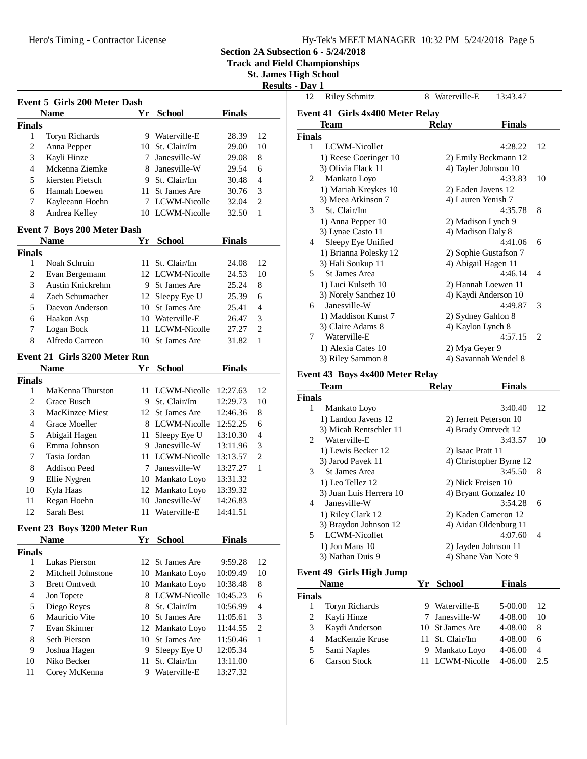Section 2A Subsection 6 - 5/24/2018
Track and Field Championships
St. James High School
Results - Day 1

## Event 5 Girls 200 Meter Dash

| | Name | Yr | School | Finals | |
|---|---|---|---|---|---|
| **Finals** | | | | | |
| 1 | Toryn Richards | 9 | Waterville-E | 28.39 | 12 |
| 2 | Anna Pepper | 10 | St. Clair/Im | 29.00 | 10 |
| 3 | Kayli Hinze | 7 | Janesville-W | 29.08 | 8 |
| 4 | Mckenna Ziemke | 8 | Janesville-W | 29.54 | 6 |
| 5 | kiersten Pietsch | 9 | St. Clair/Im | 30.48 | 4 |
| 6 | Hannah Loewen | 11 | St James Are | 30.76 | 3 |
| 7 | Kayleeann Hoehn | 7 | LCWM-Nicolle | 32.04 | 2 |
| 8 | Andrea Kelley | 10 | LCWM-Nicolle | 32.50 | 1 |

## Event 7 Boys 200 Meter Dash

| | Name | Yr | School | Finals | |
|---|---|---|---|---|---|
| **Finals** | | | | | |
| 1 | Noah Schruin | 11 | St. Clair/Im | 24.08 | 12 |
| 2 | Evan Bergemann | 12 | LCWM-Nicolle | 24.53 | 10 |
| 3 | Austin Knickrehm | 9 | St James Are | 25.24 | 8 |
| 4 | Zach Schumacher | 12 | Sleepy Eye U | 25.39 | 6 |
| 5 | Daevon Anderson | 10 | St James Are | 25.41 | 4 |
| 6 | Haakon Asp | 10 | Waterville-E | 26.47 | 3 |
| 7 | Logan Bock | 11 | LCWM-Nicolle | 27.27 | 2 |
| 8 | Alfredo Carreon | 10 | St James Are | 31.82 | 1 |

## Event 21 Girls 3200 Meter Run

| | Name | Yr | School | Finals | |
|---|---|---|---|---|---|
| **Finals** | | | | | |
| 1 | MaKenna Thurston | 11 | LCWM-Nicolle | 12:27.63 | 12 |
| 2 | Grace Busch | 9 | St. Clair/Im | 12:29.73 | 10 |
| 3 | MacKinzee Miest | 12 | St James Are | 12:46.36 | 8 |
| 4 | Grace Moeller | 8 | LCWM-Nicolle | 12:52.25 | 6 |
| 5 | Abigail Hagen | 11 | Sleepy Eye U | 13:10.30 | 4 |
| 6 | Emma Johnson | 9 | Janesville-W | 13:11.96 | 3 |
| 7 | Tasia Jordan | 11 | LCWM-Nicolle | 13:13.57 | 2 |
| 8 | Addison Peed | 7 | Janesville-W | 13:27.27 | 1 |
| 9 | Ellie Nygren | 10 | Mankato Loyo | 13:31.32 | |
| 10 | Kyla Haas | 12 | Mankato Loyo | 13:39.32 | |
| 11 | Regan Hoehn | 10 | Janesville-W | 14:26.83 | |
| 12 | Sarah Best | 11 | Waterville-E | 14:41.51 | |

## Event 23 Boys 3200 Meter Run

| | Name | Yr | School | Finals | |
|---|---|---|---|---|---|
| **Finals** | | | | | |
| 1 | Lukas Pierson | 12 | St James Are | 9:59.28 | 12 |
| 2 | Mitchell Johnstone | 10 | Mankato Loyo | 10:09.49 | 10 |
| 3 | Brett Omtvedt | 10 | Mankato Loyo | 10:38.48 | 8 |
| 4 | Jon Topete | 8 | LCWM-Nicolle | 10:45.23 | 6 |
| 5 | Diego Reyes | 8 | St. Clair/Im | 10:56.99 | 4 |
| 6 | Mauricio Vite | 10 | St James Are | 11:05.61 | 3 |
| 7 | Evan Skinner | 12 | Mankato Loyo | 11:44.55 | 2 |
| 8 | Seth Pierson | 10 | St James Are | 11:50.46 | 1 |
| 9 | Joshua Hagen | 9 | Sleepy Eye U | 12:05.34 | |
| 10 | Niko Becker | 11 | St. Clair/Im | 13:11.00 | |
| 11 | Corey McKenna | 9 | Waterville-E | 13:27.32 | |
| 12 | Riley Schmitz | 8 | Waterville-E | 13:43.47 | |

## Event 41 Girls 4x400 Meter Relay

| | Team | Relay | Finals | |
|---|---|---|---|---|
| **Finals** | | | | |
| 1 | LCWM-Nicollet | | 4:28.22 | 12 |
| | 1) Reese Goeringer 10 | 2) Emily Beckmann 12 | | |
| | 3) Olivia Flack 11 | 4) Tayler Johnson 10 | | |
| 2 | Mankato Loyo | | 4:33.83 | 10 |
| | 1) Mariah Kreykes 10 | 2) Eaden Javens 12 | | |
| | 3) Meea Atkinson 7 | 4) Lauren Yenish 7 | | |
| 3 | St. Clair/Im | | 4:35.78 | 8 |
| | 1) Anna Pepper 10 | 2) Madison Lynch 9 | | |
| | 3) Lynae Casto 11 | 4) Madison Daly 8 | | |
| 4 | Sleepy Eye Unified | | 4:41.06 | 6 |
| | 1) Brianna Polesky 12 | 2) Sophie Gustafson 7 | | |
| | 3) Hali Soukup 11 | 4) Abigail Hagen 11 | | |
| 5 | St James Area | | 4:46.14 | 4 |
| | 1) Luci Kulseth 10 | 2) Hannah Loewen 11 | | |
| | 3) Norely Sanchez 10 | 4) Kaydi Anderson 10 | | |
| 6 | Janesville-W | | 4:49.87 | 3 |
| | 1) Maddison Kunst 7 | 2) Sydney Gahlon 8 | | |
| | 3) Claire Adams 8 | 4) Kaylon Lynch 8 | | |
| 7 | Waterville-E | | 4:57.15 | 2 |
| | 1) Alexia Cates 10 | 2) Mya Geyer 9 | | |
| | 3) Riley Sammon 8 | 4) Savannah Wendel 8 | | |

## Event 43 Boys 4x400 Meter Relay

| | Team | Relay | Finals | |
|---|---|---|---|---|
| **Finals** | | | | |
| 1 | Mankato Loyo | | 3:40.40 | 12 |
| | 1) Landon Javens 12 | 2) Jerrett Peterson 10 | | |
| | 3) Micah Rentschler 11 | 4) Brady Omtvedt 12 | | |
| 2 | Waterville-E | | 3:43.57 | 10 |
| | 1) Lewis Becker 12 | 2) Isaac Pratt 11 | | |
| | 3) Jarod Pavek 11 | 4) Christopher Byrne 12 | | |
| 3 | St James Area | | 3:45.50 | 8 |
| | 1) Leo Tellez 12 | 2) Nick Freisen 10 | | |
| | 3) Juan Luis Herrera 10 | 4) Bryant Gonzalez 10 | | |
| 4 | Janesville-W | | 3:54.28 | 6 |
| | 1) Riley Clark 12 | 2) Kaden Cameron 12 | | |
| | 3) Braydon Johnson 12 | 4) Aidan Oldenburg 11 | | |
| 5 | LCWM-Nicollet | | 4:07.60 | 4 |
| | 1) Jon Mans 10 | 2) Jayden Johnson 11 | | |
| | 3) Nathan Duis 9 | 4) Shane Van Note 9 | | |

## Event 49 Girls High Jump

| | Name | Yr | School | Finals | |
|---|---|---|---|---|---|
| **Finals** | | | | | |
| 1 | Toryn Richards | 9 | Waterville-E | 5-00.00 | 12 |
| 2 | Kayli Hinze | 7 | Janesville-W | 4-08.00 | 10 |
| 3 | Kaydi Anderson | 10 | St James Are | 4-08.00 | 8 |
| 4 | MacKenzie Kruse | 11 | St. Clair/Im | 4-08.00 | 6 |
| 5 | Sami Naples | 9 | Mankato Loyo | 4-06.00 | 4 |
| 6 | Carson Stock | 11 | LCWM-Nicolle | 4-06.00 | 2.5 |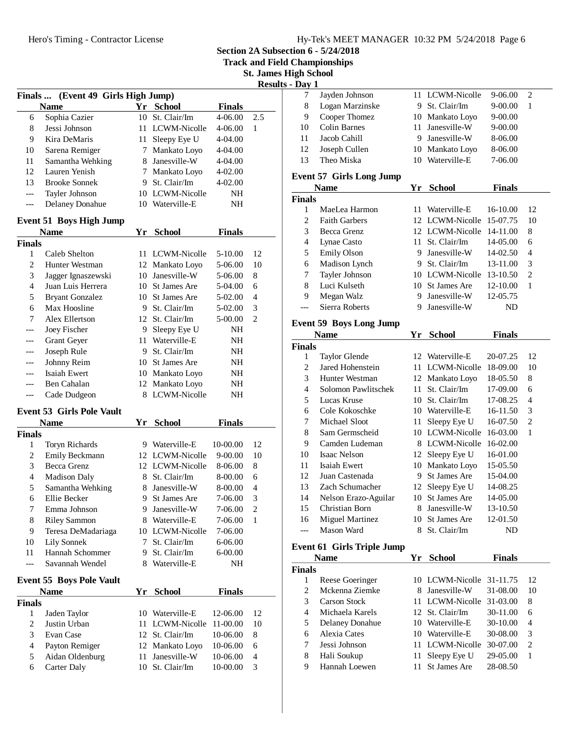# Section 2A Subsection 6 - 5/24/2018

## Track and Field Championships

## St. James High School

## Results - Day 1

### Finals ... (Event 49 Girls High Jump)

| | Name | Yr | School | Finals | |
|---|---|---|---|---|---|
| 6 | Sophia Cazier | 10 | St. Clair/Im | 4-06.00 | 2.5 |
| 8 | Jessi Johnson | 11 | LCWM-Nicolle | 4-06.00 | 1 |
| 9 | Kira DeMaris | 11 | Sleepy Eye U | 4-04.00 | |
| 10 | Sarena Remiger | 7 | Mankato Loyo | 4-04.00 | |
| 11 | Samantha Wehking | 8 | Janesville-W | 4-04.00 | |
| 12 | Lauren Yenish | 7 | Mankato Loyo | 4-02.00 | |
| 13 | Brooke Sonnek | 9 | St. Clair/Im | 4-02.00 | |
| --- | Tayler Johnson | 10 | LCWM-Nicolle | NH | |
| --- | Delaney Donahue | 10 | Waterville-E | NH | |

### Event 51 Boys High Jump

| | Name | Yr | School | Finals | |
|---|---|---|---|---|---|
| **Finals** | | | | | |
| 1 | Caleb Shelton | 11 | LCWM-Nicolle | 5-10.00 | 12 |
| 2 | Hunter Westman | 12 | Mankato Loyo | 5-06.00 | 10 |
| 3 | Jagger Ignaszewski | 10 | Janesville-W | 5-06.00 | 8 |
| 4 | Juan Luis Herrera | 10 | St James Are | 5-04.00 | 6 |
| 5 | Bryant Gonzalez | 10 | St James Are | 5-02.00 | 4 |
| 6 | Max Hoosline | 9 | St. Clair/Im | 5-02.00 | 3 |
| 7 | Alex Ellertson | 12 | St. Clair/Im | 5-00.00 | 2 |
| --- | Joey Fischer | 9 | Sleepy Eye U | NH | |
| --- | Grant Geyer | 11 | Waterville-E | NH | |
| --- | Joseph Rule | 9 | St. Clair/Im | NH | |
| --- | Johnny Reim | 10 | St James Are | NH | |
| --- | Isaiah Ewert | 10 | Mankato Loyo | NH | |
| --- | Ben Cahalan | 12 | Mankato Loyo | NH | |
| --- | Cade Dudgeon | 8 | LCWM-Nicolle | NH | |

### Event 53 Girls Pole Vault

| | Name | Yr | School | Finals | |
|---|---|---|---|---|---|
| **Finals** | | | | | |
| 1 | Toryn Richards | 9 | Waterville-E | 10-00.00 | 12 |
| 2 | Emily Beckmann | 12 | LCWM-Nicolle | 9-00.00 | 10 |
| 3 | Becca Grenz | 12 | LCWM-Nicolle | 8-06.00 | 8 |
| 4 | Madison Daly | 8 | St. Clair/Im | 8-00.00 | 6 |
| 5 | Samantha Wehking | 8 | Janesville-W | 8-00.00 | 4 |
| 6 | Ellie Becker | 9 | St James Are | 7-06.00 | 3 |
| 7 | Emma Johnson | 9 | Janesville-W | 7-06.00 | 2 |
| 8 | Riley Sammon | 8 | Waterville-E | 7-06.00 | 1 |
| 9 | Teresa DeMadariaga | 10 | LCWM-Nicolle | 7-06.00 | |
| 10 | Lily Sonnek | 7 | St. Clair/Im | 6-06.00 | |
| 11 | Hannah Schommer | 9 | St. Clair/Im | 6-00.00 | |
| --- | Savannah Wendel | 8 | Waterville-E | NH | |

### Event 55 Boys Pole Vault

| | Name | Yr | School | Finals | |
|---|---|---|---|---|---|
| **Finals** | | | | | |
| 1 | Jaden Taylor | 10 | Waterville-E | 12-06.00 | 12 |
| 2 | Justin Urban | 11 | LCWM-Nicolle | 11-00.00 | 10 |
| 3 | Evan Case | 12 | St. Clair/Im | 10-06.00 | 8 |
| 4 | Payton Remiger | 12 | Mankato Loyo | 10-06.00 | 6 |
| 5 | Aidan Oldenburg | 11 | Janesville-W | 10-06.00 | 4 |
| 6 | Carter Daly | 10 | St. Clair/Im | 10-00.00 | 3 |
| 7 | Jayden Johnson | 11 | LCWM-Nicolle | 9-06.00 | 2 |
| 8 | Logan Marzinske | 9 | St. Clair/Im | 9-00.00 | 1 |
| 9 | Cooper Thomez | 10 | Mankato Loyo | 9-00.00 | |
| 10 | Colin Barnes | 11 | Janesville-W | 9-00.00 | |
| 11 | Jacob Cahill | 9 | Janesville-W | 8-06.00 | |
| 12 | Joseph Cullen | 10 | Mankato Loyo | 8-06.00 | |
| 13 | Theo Miska | 10 | Waterville-E | 7-06.00 | |

### Event 57 Girls Long Jump

| | Name | Yr | School | Finals | |
|---|---|---|---|---|---|
| **Finals** | | | | | |
| 1 | MaeLea Harmon | 11 | Waterville-E | 16-10.00 | 12 |
| 2 | Faith Garbers | 12 | LCWM-Nicolle | 15-07.75 | 10 |
| 3 | Becca Grenz | 12 | LCWM-Nicolle | 14-11.00 | 8 |
| 4 | Lynae Casto | 11 | St. Clair/Im | 14-05.00 | 6 |
| 5 | Emily Olson | 9 | Janesville-W | 14-02.50 | 4 |
| 6 | Madison Lynch | 9 | St. Clair/Im | 13-11.00 | 3 |
| 7 | Tayler Johnson | 10 | LCWM-Nicolle | 13-10.50 | 2 |
| 8 | Luci Kulseth | 10 | St James Are | 12-10.00 | 1 |
| 9 | Megan Walz | 9 | Janesville-W | 12-05.75 | |
| --- | Sierra Roberts | 9 | Janesville-W | ND | |

### Event 59 Boys Long Jump

| | Name | Yr | School | Finals | |
|---|---|---|---|---|---|
| **Finals** | | | | | |
| 1 | Taylor Glende | 12 | Waterville-E | 20-07.25 | 12 |
| 2 | Jared Hohenstein | 11 | LCWM-Nicolle | 18-09.00 | 10 |
| 3 | Hunter Westman | 12 | Mankato Loyo | 18-05.50 | 8 |
| 4 | Solomon Pawlitschek | 11 | St. Clair/Im | 17-09.00 | 6 |
| 5 | Lucas Kruse | 10 | St. Clair/Im | 17-08.25 | 4 |
| 6 | Cole Kokoschke | 10 | Waterville-E | 16-11.50 | 3 |
| 7 | Michael Sloot | 11 | Sleepy Eye U | 16-07.50 | 2 |
| 8 | Sam Germscheid | 10 | LCWM-Nicolle | 16-03.00 | 1 |
| 9 | Camden Ludeman | 8 | LCWM-Nicolle | 16-02.00 | |
| 10 | Isaac Nelson | 12 | Sleepy Eye U | 16-01.00 | |
| 11 | Isaiah Ewert | 10 | Mankato Loyo | 15-05.50 | |
| 12 | Juan Castenada | 9 | St James Are | 15-04.00 | |
| 13 | Zach Schumacher | 12 | Sleepy Eye U | 14-08.25 | |
| 14 | Nelson Erazo-Aguilar | 10 | St James Are | 14-05.00 | |
| 15 | Christian Born | 8 | Janesville-W | 13-10.50 | |
| 16 | Miguel Martinez | 10 | St James Are | 12-01.50 | |
| --- | Mason Ward | 8 | St. Clair/Im | ND | |

### Event 61 Girls Triple Jump

| | Name | Yr | School | Finals | |
|---|---|---|---|---|---|
| **Finals** | | | | | |
| 1 | Reese Goeringer | 10 | LCWM-Nicolle | 31-11.75 | 12 |
| 2 | Mckenna Ziemke | 8 | Janesville-W | 31-08.00 | 10 |
| 3 | Carson Stock | 11 | LCWM-Nicolle | 31-03.00 | 8 |
| 4 | Michaela Karels | 12 | St. Clair/Im | 30-11.00 | 6 |
| 5 | Delaney Donahue | 10 | Waterville-E | 30-10.00 | 4 |
| 6 | Alexia Cates | 10 | Waterville-E | 30-08.00 | 3 |
| 7 | Jessi Johnson | 11 | LCWM-Nicolle | 30-07.00 | 2 |
| 8 | Hali Soukup | 11 | Sleepy Eye U | 29-05.00 | 1 |
| 9 | Hannah Loewen | 11 | St James Are | 28-08.50 | |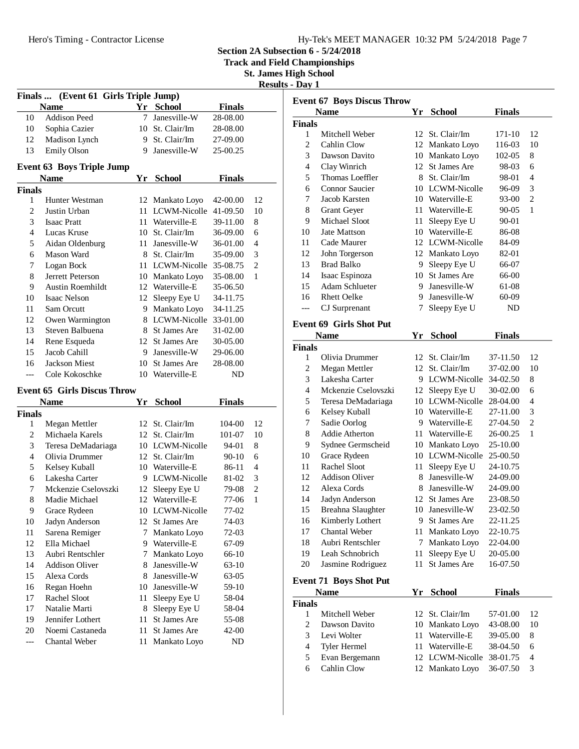**Section 2A Subsection 6 - 5/24/2018**
**Track and Field Championships**
**St. James High School**
**Results - Day 1**

### Finals ... (Event 61 Girls Triple Jump)

| | Name | Yr | School | Finals | |
|---|---|---|---|---|---|
| 10 | Addison Peed | 7 | Janesville-W | 28-08.00 | |
| 10 | Sophia Cazier | 10 | St. Clair/Im | 28-08.00 | |
| 12 | Madison Lynch | 9 | St. Clair/Im | 27-09.00 | |
| 13 | Emily Olson | 9 | Janesville-W | 25-00.25 | |

### Event 63 Boys Triple Jump

| | Name | Yr | School | Finals | |
|---|---|---|---|---|---|
| **Finals** | | | | | |
| 1 | Hunter Westman | 12 | Mankato Loyo | 42-00.00 | 12 |
| 2 | Justin Urban | 11 | LCWM-Nicolle | 41-09.50 | 10 |
| 3 | Isaac Pratt | 11 | Waterville-E | 39-11.00 | 8 |
| 4 | Lucas Kruse | 10 | St. Clair/Im | 36-09.00 | 6 |
| 5 | Aidan Oldenburg | 11 | Janesville-W | 36-01.00 | 4 |
| 6 | Mason Ward | 8 | St. Clair/Im | 35-09.00 | 3 |
| 7 | Logan Bock | 11 | LCWM-Nicolle | 35-08.75 | 2 |
| 8 | Jerrett Peterson | 10 | Mankato Loyo | 35-08.00 | 1 |
| 9 | Austin Roemhildt | 12 | Waterville-E | 35-06.50 | |
| 10 | Isaac Nelson | 12 | Sleepy Eye U | 34-11.75 | |
| 11 | Sam Orcutt | 9 | Mankato Loyo | 34-11.25 | |
| 12 | Owen Warmington | 8 | LCWM-Nicolle | 33-01.00 | |
| 13 | Steven Balbuena | 8 | St James Are | 31-02.00 | |
| 14 | Rene Esqueda | 12 | St James Are | 30-05.00 | |
| 15 | Jacob Cahill | 9 | Janesville-W | 29-06.00 | |
| 16 | Jackson Miest | 10 | St James Are | 28-08.00 | |
| --- | Cole Kokoschke | 10 | Waterville-E | ND | |

### Event 65 Girls Discus Throw

| | Name | Yr | School | Finals | |
|---|---|---|---|---|---|
| **Finals** | | | | | |
| 1 | Megan Mettler | 12 | St. Clair/Im | 104-00 | 12 |
| 2 | Michaela Karels | 12 | St. Clair/Im | 101-07 | 10 |
| 3 | Teresa DeMadariaga | 10 | LCWM-Nicolle | 94-01 | 8 |
| 4 | Olivia Drummer | 12 | St. Clair/Im | 90-10 | 6 |
| 5 | Kelsey Kuball | 10 | Waterville-E | 86-11 | 4 |
| 6 | Lakesha Carter | 9 | LCWM-Nicolle | 81-02 | 3 |
| 7 | Mckenzie Cselovszki | 12 | Sleepy Eye U | 79-08 | 2 |
| 8 | Madie Michael | 12 | Waterville-E | 77-06 | 1 |
| 9 | Grace Rydeen | 10 | LCWM-Nicolle | 77-02 | |
| 10 | Jadyn Anderson | 12 | St James Are | 74-03 | |
| 11 | Sarena Remiger | 7 | Mankato Loyo | 72-03 | |
| 12 | Ella Michael | 9 | Waterville-E | 67-09 | |
| 13 | Aubri Rentschler | 7 | Mankato Loyo | 66-10 | |
| 14 | Addison Oliver | 8 | Janesville-W | 63-10 | |
| 15 | Alexa Cords | 8 | Janesville-W | 63-05 | |
| 16 | Regan Hoehn | 10 | Janesville-W | 59-10 | |
| 17 | Rachel Sloot | 11 | Sleepy Eye U | 58-04 | |
| 17 | Natalie Marti | 8 | Sleepy Eye U | 58-04 | |
| 19 | Jennifer Lothert | 11 | St James Are | 55-08 | |
| 20 | Noemi Castaneda | 11 | St James Are | 42-00 | |
| --- | Chantal Weber | 11 | Mankato Loyo | ND | |

### Event 67 Boys Discus Throw

| | Name | Yr | School | Finals | |
|---|---|---|---|---|---|
| **Finals** | | | | | |
| 1 | Mitchell Weber | 12 | St. Clair/Im | 171-10 | 12 |
| 2 | Cahlin Clow | 12 | Mankato Loyo | 116-03 | 10 |
| 3 | Dawson Davito | 10 | Mankato Loyo | 102-05 | 8 |
| 4 | Clay Winrich | 12 | St James Are | 98-03 | 6 |
| 5 | Thomas Loeffler | 8 | St. Clair/Im | 98-01 | 4 |
| 6 | Connor Saucier | 10 | LCWM-Nicolle | 96-09 | 3 |
| 7 | Jacob Karsten | 10 | Waterville-E | 93-00 | 2 |
| 8 | Grant Geyer | 11 | Waterville-E | 90-05 | 1 |
| 9 | Michael Sloot | 11 | Sleepy Eye U | 90-01 | |
| 10 | Jate Mattson | 10 | Waterville-E | 86-08 | |
| 11 | Cade Maurer | 12 | LCWM-Nicolle | 84-09 | |
| 12 | John Torgerson | 12 | Mankato Loyo | 82-01 | |
| 13 | Brad Balko | 9 | Sleepy Eye U | 66-07 | |
| 14 | Isaac Espinoza | 10 | St James Are | 66-00 | |
| 15 | Adam Schlueter | 9 | Janesville-W | 61-08 | |
| 16 | Rhett Oelke | 9 | Janesville-W | 60-09 | |
| --- | CJ Surprenant | 7 | Sleepy Eye U | ND | |

### Event 69 Girls Shot Put

| | Name | Yr | School | Finals | |
|---|---|---|---|---|---|
| **Finals** | | | | | |
| 1 | Olivia Drummer | 12 | St. Clair/Im | 37-11.50 | 12 |
| 2 | Megan Mettler | 12 | St. Clair/Im | 37-02.00 | 10 |
| 3 | Lakesha Carter | 9 | LCWM-Nicolle | 34-02.50 | 8 |
| 4 | Mckenzie Cselovszki | 12 | Sleepy Eye U | 30-02.00 | 6 |
| 5 | Teresa DeMadariaga | 10 | LCWM-Nicolle | 28-04.00 | 4 |
| 6 | Kelsey Kuball | 10 | Waterville-E | 27-11.00 | 3 |
| 7 | Sadie Oorlog | 9 | Waterville-E | 27-04.50 | 2 |
| 8 | Addie Atherton | 11 | Waterville-E | 26-00.25 | 1 |
| 9 | Sydnee Germscheid | 10 | Mankato Loyo | 25-10.00 | |
| 10 | Grace Rydeen | 10 | LCWM-Nicolle | 25-00.50 | |
| 11 | Rachel Sloot | 11 | Sleepy Eye U | 24-10.75 | |
| 12 | Addison Oliver | 8 | Janesville-W | 24-09.00 | |
| 12 | Alexa Cords | 8 | Janesville-W | 24-09.00 | |
| 14 | Jadyn Anderson | 12 | St James Are | 23-08.50 | |
| 15 | Breahna Slaughter | 10 | Janesville-W | 23-02.50 | |
| 16 | Kimberly Lothert | 9 | St James Are | 22-11.25 | |
| 17 | Chantal Weber | 11 | Mankato Loyo | 22-10.75 | |
| 18 | Aubri Rentschler | 7 | Mankato Loyo | 22-04.00 | |
| 19 | Leah Schnobrich | 11 | Sleepy Eye U | 20-05.00 | |
| 20 | Jasmine Rodriguez | 11 | St James Are | 16-07.50 | |

### Event 71 Boys Shot Put

| | Name | Yr | School | Finals | |
|---|---|---|---|---|---|
| **Finals** | | | | | |
| 1 | Mitchell Weber | 12 | St. Clair/Im | 57-01.00 | 12 |
| 2 | Dawson Davito | 10 | Mankato Loyo | 43-08.00 | 10 |
| 3 | Levi Wolter | 11 | Waterville-E | 39-05.00 | 8 |
| 4 | Tyler Hermel | 11 | Waterville-E | 38-04.50 | 6 |
| 5 | Evan Bergemann | 12 | LCWM-Nicolle | 38-01.75 | 4 |
| 6 | Cahlin Clow | 12 | Mankato Loyo | 36-07.50 | 3 |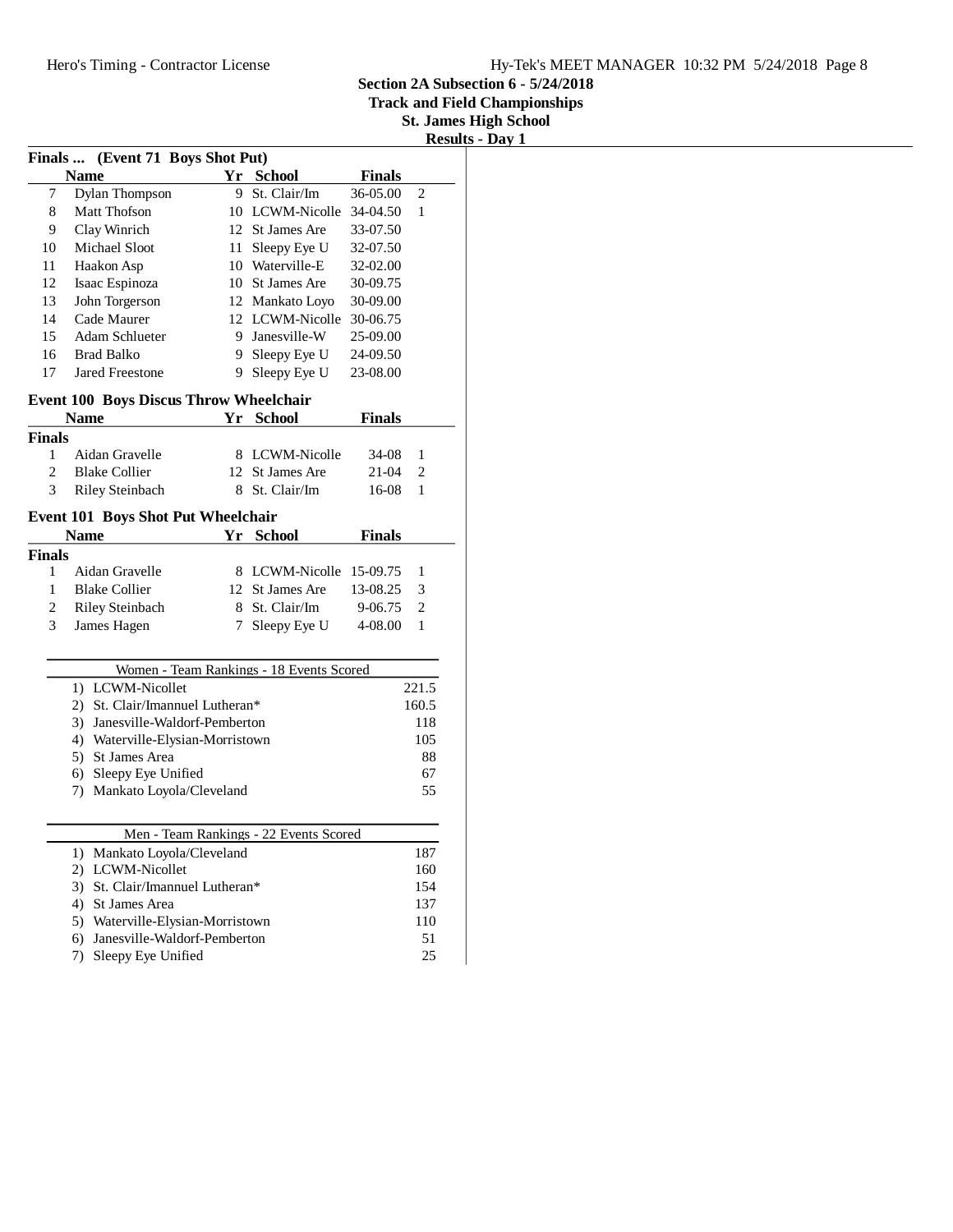## Section 2A Subsection 6 - 5/24/2018
**Track and Field Championships**
**St. James High School**
**Results - Day 1**

### Finals ... (Event 71 Boys Shot Put)

| | Name | Yr | School | Finals | |
|---|---|---|---|---|---|
| 7 | Dylan Thompson | 9 | St. Clair/Im | 36-05.00 | 2 |
| 8 | Matt Thofson | 10 | LCWM-Nicolle | 34-04.50 | 1 |
| 9 | Clay Winrich | 12 | St James Are | 33-07.50 | |
| 10 | Michael Sloot | 11 | Sleepy Eye U | 32-07.50 | |
| 11 | Haakon Asp | 10 | Waterville-E | 32-02.00 | |
| 12 | Isaac Espinoza | 10 | St James Are | 30-09.75 | |
| 13 | John Torgerson | 12 | Mankato Loyo | 30-09.00 | |
| 14 | Cade Maurer | 12 | LCWM-Nicolle | 30-06.75 | |
| 15 | Adam Schlueter | 9 | Janesville-W | 25-09.00 | |
| 16 | Brad Balko | 9 | Sleepy Eye U | 24-09.50 | |
| 17 | Jared Freestone | 9 | Sleepy Eye U | 23-08.00 | |

### Event 100 Boys Discus Throw Wheelchair

| | Name | Yr | School | Finals | |
|---|---|---|---|---|---|
| **Finals** | | | | | |
| 1 | Aidan Gravelle | 8 | LCWM-Nicolle | 34-08 | 1 |
| 2 | Blake Collier | 12 | St James Are | 21-04 | 2 |
| 3 | Riley Steinbach | 8 | St. Clair/Im | 16-08 | 1 |

### Event 101 Boys Shot Put Wheelchair

| | Name | Yr | School | Finals | |
|---|---|---|---|---|---|
| **Finals** | | | | | |
| 1 | Aidan Gravelle | 8 | LCWM-Nicolle | 15-09.75 | 1 |
| 1 | Blake Collier | 12 | St James Are | 13-08.25 | 3 |
| 2 | Riley Steinbach | 8 | St. Clair/Im | 9-06.75 | 2 |
| 3 | James Hagen | 7 | Sleepy Eye U | 4-08.00 | 1 |

| Women - Team Rankings - 18 Events Scored | |
|---|---|
| 1) LCWM-Nicollet | 221.5 |
| 2) St. Clair/Imannuel Lutheran* | 160.5 |
| 3) Janesville-Waldorf-Pemberton | 118 |
| 4) Waterville-Elysian-Morristown | 105 |
| 5) St James Area | 88 |
| 6) Sleepy Eye Unified | 67 |
| 7) Mankato Loyola/Cleveland | 55 |

| Men - Team Rankings - 22 Events Scored | |
|---|---|
| 1) Mankato Loyola/Cleveland | 187 |
| 2) LCWM-Nicollet | 160 |
| 3) St. Clair/Imannuel Lutheran* | 154 |
| 4) St James Area | 137 |
| 5) Waterville-Elysian-Morristown | 110 |
| 6) Janesville-Waldorf-Pemberton | 51 |
| 7) Sleepy Eye Unified | 25 |